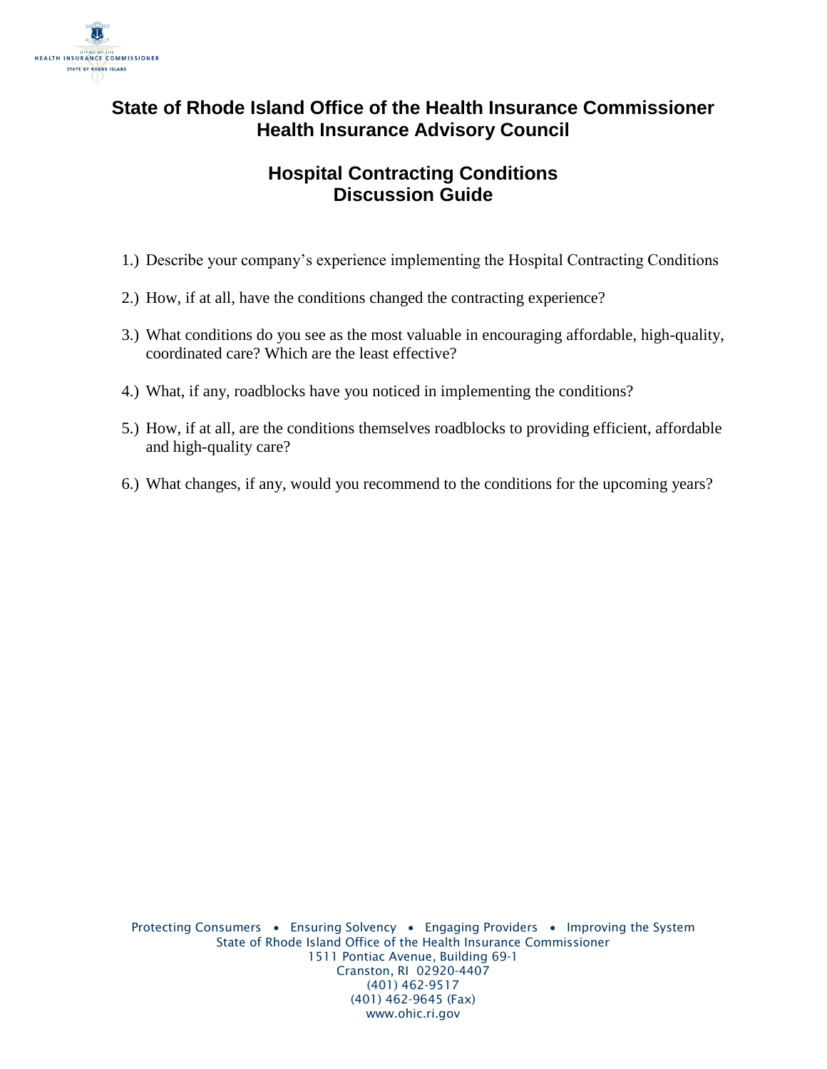# State of Rhode Island Office of the Health Insurance Commissioner
# Health Insurance Advisory Council

## Hospital Contracting Conditions
## Discussion Guide

1.) Describe your company's experience implementing the Hospital Contracting Conditions

2.) How, if at all, have the conditions changed the contracting experience?

3.) What conditions do you see as the most valuable in encouraging affordable, high-quality, coordinated care? Which are the least effective?

4.) What, if any, roadblocks have you noticed in implementing the conditions?

5.) How, if at all, are the conditions themselves roadblocks to providing efficient, affordable and high-quality care?

6.) What changes, if any, would you recommend to the conditions for the upcoming years?

Protecting Consumers • Ensuring Solvency • Engaging Providers • Improving the System
State of Rhode Island Office of the Health Insurance Commissioner
1511 Pontiac Avenue, Building 69-1
Cranston, RI 02920-4407
(401) 462-9517
(401) 462-9645 (Fax)
www.ohic.ri.gov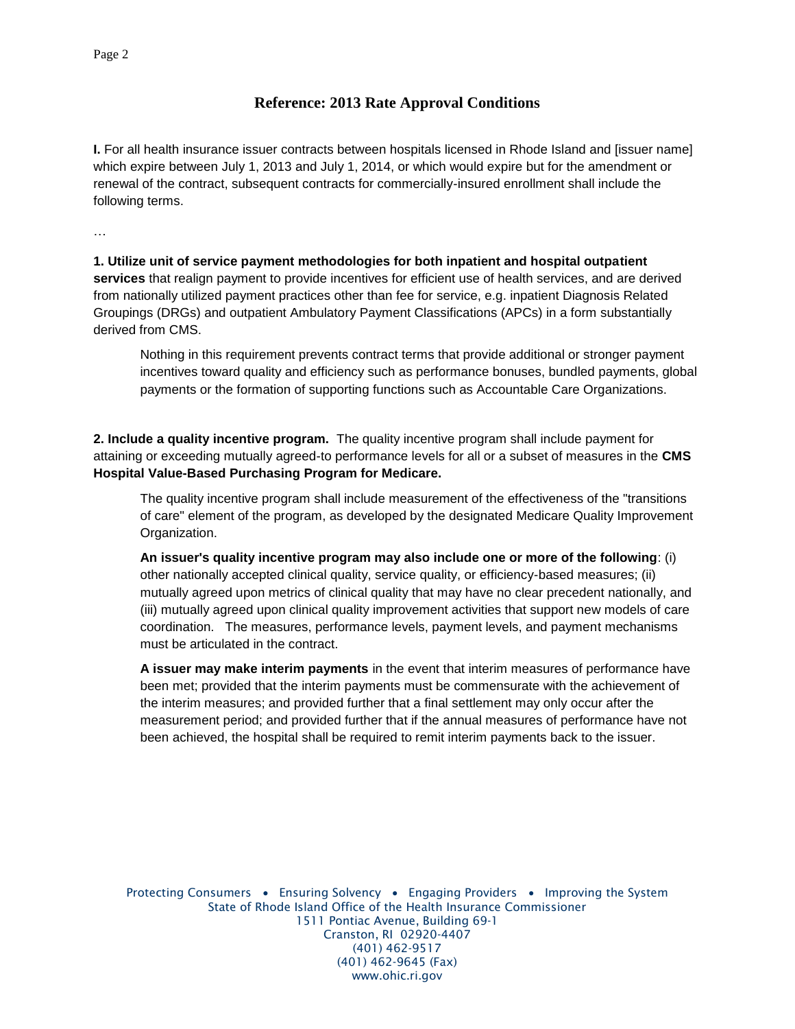## Reference: 2013 Rate Approval Conditions

**I.** For all health insurance issuer contracts between hospitals licensed in Rhode Island and [issuer name] which expire between July 1, 2013 and July 1, 2014, or which would expire but for the amendment or renewal of the contract, subsequent contracts for commercially-insured enrollment shall include the following terms.

…

**1. Utilize unit of service payment methodologies for both inpatient and hospital outpatient services** that realign payment to provide incentives for efficient use of health services, and are derived from nationally utilized payment practices other than fee for service, e.g. inpatient Diagnosis Related Groupings (DRGs) and outpatient Ambulatory Payment Classifications (APCs) in a form substantially derived from CMS.

> Nothing in this requirement prevents contract terms that provide additional or stronger payment incentives toward quality and efficiency such as performance bonuses, bundled payments, global payments or the formation of supporting functions such as Accountable Care Organizations.

**2. Include a quality incentive program.** The quality incentive program shall include payment for attaining or exceeding mutually agreed-to performance levels for all or a subset of measures in the **CMS Hospital Value-Based Purchasing Program for Medicare.**

> The quality incentive program shall include measurement of the effectiveness of the "transitions of care" element of the program, as developed by the designated Medicare Quality Improvement Organization.
>
> **An issuer's quality incentive program may also include one or more of the following**: (i) other nationally accepted clinical quality, service quality, or efficiency-based measures; (ii) mutually agreed upon metrics of clinical quality that may have no clear precedent nationally, and (iii) mutually agreed upon clinical quality improvement activities that support new models of care coordination. The measures, performance levels, payment levels, and payment mechanisms must be articulated in the contract.
>
> **A issuer may make interim payments** in the event that interim measures of performance have been met; provided that the interim payments must be commensurate with the achievement of the interim measures; and provided further that a final settlement may only occur after the measurement period; and provided further that if the annual measures of performance have not been achieved, the hospital shall be required to remit interim payments back to the issuer.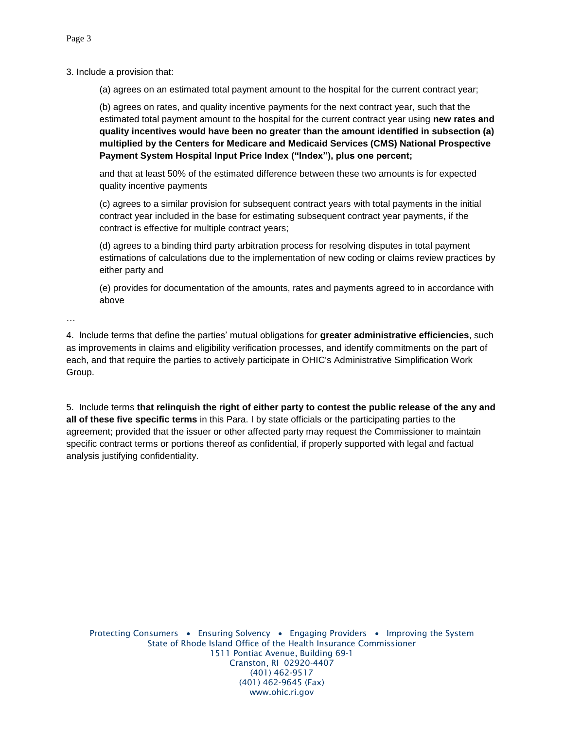3. Include a provision that:

   (a) agrees on an estimated total payment amount to the hospital for the current contract year;

   (b) agrees on rates, and quality incentive payments for the next contract year, such that the estimated total payment amount to the hospital for the current contract year using **new rates and quality incentives would have been no greater than the amount identified in subsection (a) multiplied by the Centers for Medicare and Medicaid Services (CMS) National Prospective Payment System Hospital Input Price Index ("Index"), plus one percent;**

   and that at least 50% of the estimated difference between these two amounts is for expected quality incentive payments

   (c) agrees to a similar provision for subsequent contract years with total payments in the initial contract year included in the base for estimating subsequent contract year payments, if the contract is effective for multiple contract years;

   (d) agrees to a binding third party arbitration process for resolving disputes in total payment estimations of calculations due to the implementation of new coding or claims review practices by either party and

   (e) provides for documentation of the amounts, rates and payments agreed to in accordance with above

…

4. Include terms that define the parties' mutual obligations for **greater administrative efficiencies**, such as improvements in claims and eligibility verification processes, and identify commitments on the part of each, and that require the parties to actively participate in OHIC's Administrative Simplification Work Group.

5. Include terms **that relinquish the right of either party to contest the public release of the any and all of these five specific terms** in this Para. I by state officials or the participating parties to the agreement; provided that the issuer or other affected party may request the Commissioner to maintain specific contract terms or portions thereof as confidential, if properly supported with legal and factual analysis justifying confidentiality.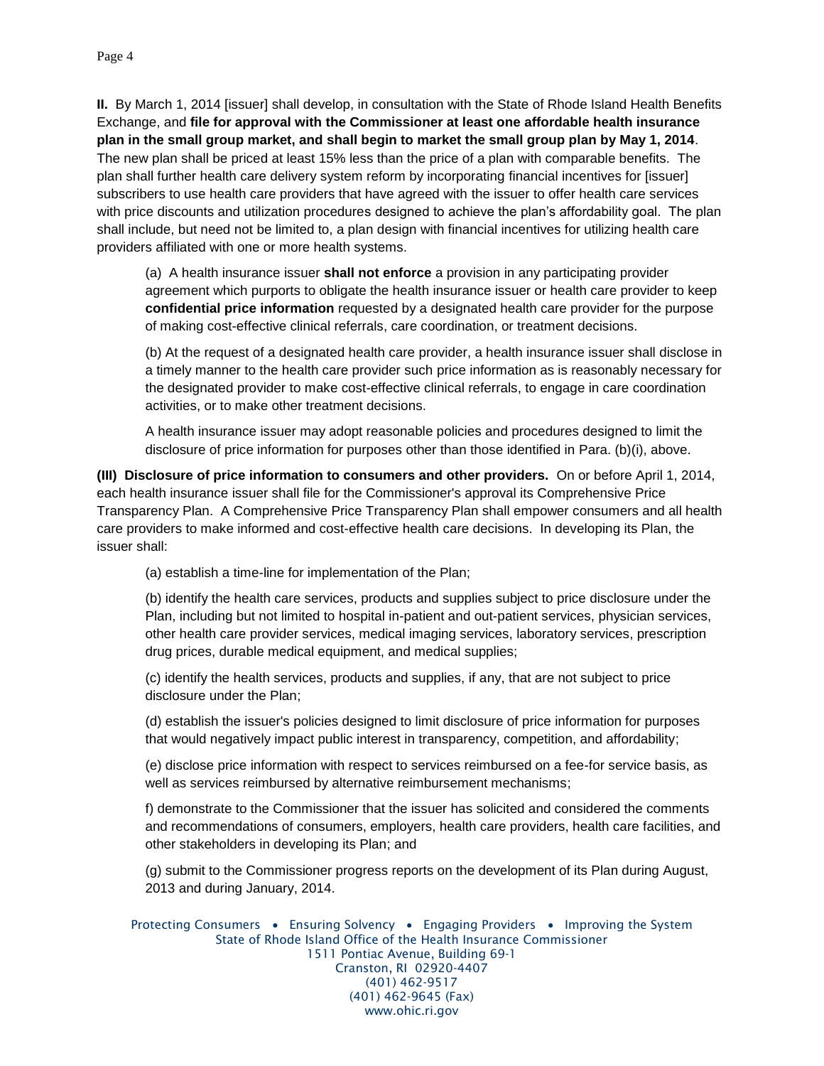**II.** By March 1, 2014 [issuer] shall develop, in consultation with the State of Rhode Island Health Benefits Exchange, and **file for approval with the Commissioner at least one affordable health insurance plan in the small group market, and shall begin to market the small group plan by May 1, 2014**. The new plan shall be priced at least 15% less than the price of a plan with comparable benefits. The plan shall further health care delivery system reform by incorporating financial incentives for [issuer] subscribers to use health care providers that have agreed with the issuer to offer health care services with price discounts and utilization procedures designed to achieve the plan's affordability goal. The plan shall include, but need not be limited to, a plan design with financial incentives for utilizing health care providers affiliated with one or more health systems.

(a) A health insurance issuer **shall not enforce** a provision in any participating provider agreement which purports to obligate the health insurance issuer or health care provider to keep **confidential price information** requested by a designated health care provider for the purpose of making cost-effective clinical referrals, care coordination, or treatment decisions.

(b) At the request of a designated health care provider, a health insurance issuer shall disclose in a timely manner to the health care provider such price information as is reasonably necessary for the designated provider to make cost-effective clinical referrals, to engage in care coordination activities, or to make other treatment decisions.

A health insurance issuer may adopt reasonable policies and procedures designed to limit the disclosure of price information for purposes other than those identified in Para. (b)(i), above.

**(III) Disclosure of price information to consumers and other providers.** On or before April 1, 2014, each health insurance issuer shall file for the Commissioner's approval its Comprehensive Price Transparency Plan. A Comprehensive Price Transparency Plan shall empower consumers and all health care providers to make informed and cost-effective health care decisions. In developing its Plan, the issuer shall:

(a) establish a time-line for implementation of the Plan;

(b) identify the health care services, products and supplies subject to price disclosure under the Plan, including but not limited to hospital in-patient and out-patient services, physician services, other health care provider services, medical imaging services, laboratory services, prescription drug prices, durable medical equipment, and medical supplies;

(c) identify the health services, products and supplies, if any, that are not subject to price disclosure under the Plan;

(d) establish the issuer's policies designed to limit disclosure of price information for purposes that would negatively impact public interest in transparency, competition, and affordability;

(e) disclose price information with respect to services reimbursed on a fee-for service basis, as well as services reimbursed by alternative reimbursement mechanisms;

f) demonstrate to the Commissioner that the issuer has solicited and considered the comments and recommendations of consumers, employers, health care providers, health care facilities, and other stakeholders in developing its Plan; and

(g) submit to the Commissioner progress reports on the development of its Plan during August, 2013 and during January, 2014.